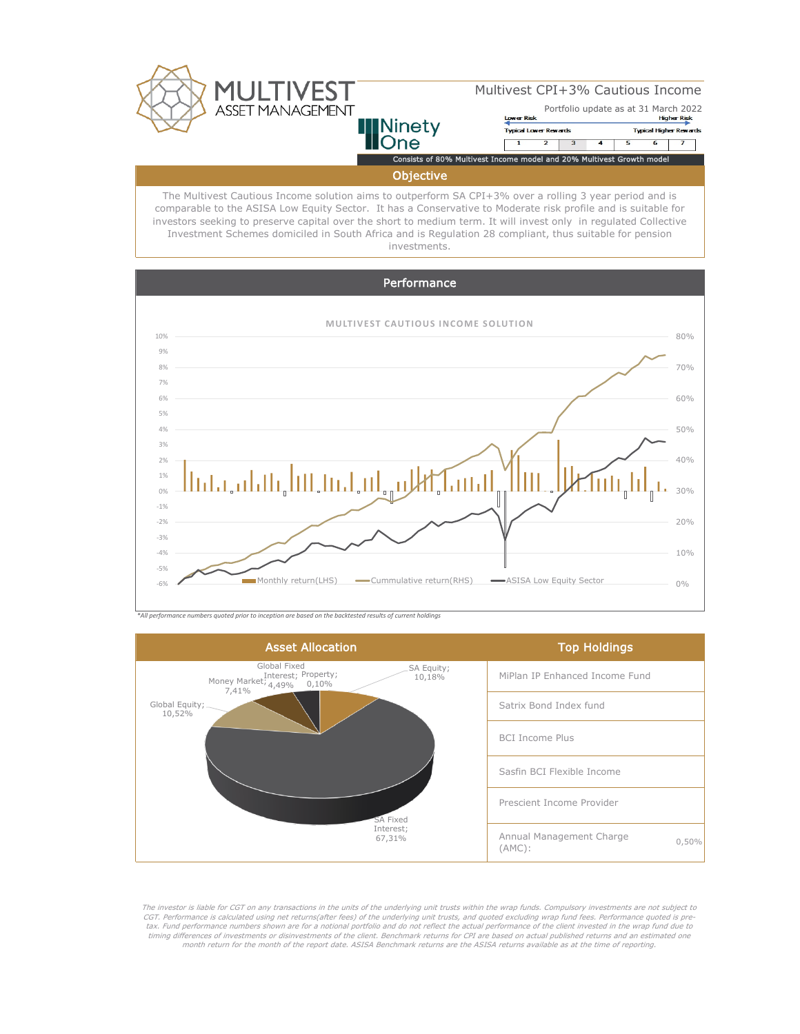# MULTIVEST ASSET MANAGEMENT

Ninety One

## Multivest CPI+3% Cautious Income

Portfolio update as at 31 March 2022

Lower Risk — Higher Risk

Typical Lower Rewards — Typical Higher Rewards

| 1 | 2 | 3 | 4 | 5 | 6 | 7 |
|---|---|---|---|---|---|---|

Consists of 80% Multivest Income model and 20% Multivest Growth model

## Objective

The Multivest Cautious Income solution aims to outperform SA CPI+3% over a rolling 3 year period and is comparable to the ASISA Low Equity Sector. It has a Conservative to Moderate risk profile and is suitable for investors seeking to preserve capital over the short to medium term. It will invest only in regulated Collective Investment Schemes domiciled in South Africa and is Regulation 28 compliant, thus suitable for pension investments.

## Performance

**MULTIVEST CAUTIOUS INCOME SOLUTION**

Monthly return(LHS) — Cummulative return(RHS) — ASISA Low Equity Sector

*\*All performance numbers quoted prior to inception are based on the backtested results of current holdings*

## Asset Allocation

| Asset Class | Allocation |
|---|---|
| SA Equity | 10,18% |
| SA Fixed Interest | 67,31% |
| Global Equity | 10,52% |
| Money Market | 7,41% |
| Global Fixed Interest | 4,49% |
| Property | 0,10% |

## Top Holdings

- MiPlan IP Enhanced Income Fund
- Satrix Bond Index fund
- BCI Income Plus
- Sasfin BCI Flexible Income
- Prescient Income Provider

| Annual Management Charge (AMC): | 0,50% |
|---|---|

*The investor is liable for CGT on any transactions in the units of the underlying unit trusts within the wrap funds. Compulsory investments are not subject to CGT. Performance is calculated using net returns(after fees) of the underlying unit trusts, and quoted excluding wrap fund fees. Performance quoted is pre-tax. Fund performance numbers shown are for a notional portfolio and do not reflect the actual performance of the client invested in the wrap fund due to timing differences of investments or disinvestments of the client. Benchmark returns for CPI are based on actual published returns and an estimated one month return for the month of the report date. ASISA Benchmark returns are the ASISA returns available as at the time of reporting.*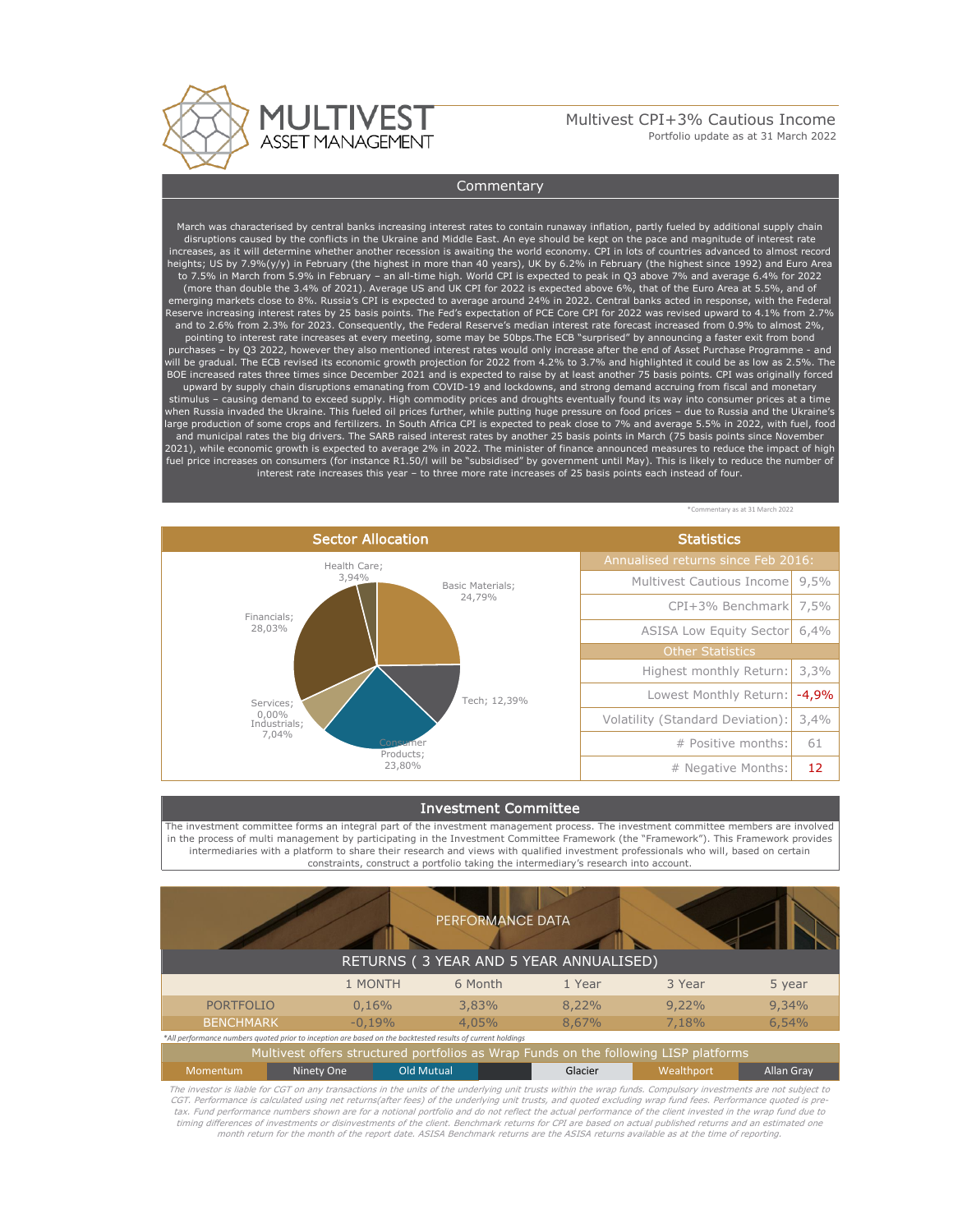# MULTIVEST ASSET MANAGEMENT

Multivest CPI+3% Cautious Income
Portfolio update as at 31 March 2022

## Commentary

March was characterised by central banks increasing interest rates to contain runaway inflation, partly fueled by additional supply chain disruptions caused by the conflicts in the Ukraine and Middle East. An eye should be kept on the pace and magnitude of interest rate increases, as it will determine whether another recession is awaiting the world economy. CPI in lots of countries advanced to almost record heights; US by 7.9%(y/y) in February (the highest in more than 40 years), UK by 6.2% in February (the highest since 1992) and Euro Area to 7.5% in March from 5.9% in February – an all-time high. World CPI is expected to peak in Q3 above 7% and average 6.4% for 2022 (more than double the 3.4% of 2021). Average US and UK CPI for 2022 is expected above 6%, that of the Euro Area at 5.5%, and of emerging markets close to 8%. Russia's CPI is expected to average around 24% in 2022. Central banks acted in response, with the Federal Reserve increasing interest rates by 25 basis points. The Fed's expectation of PCE Core CPI for 2022 was revised upward to 4.1% from 2.7% and to 2.6% from 2.3% for 2023. Consequently, the Federal Reserve's median interest rate forecast increased from 0.9% to almost 2%, pointing to interest rate increases at every meeting, some may be 50bps.The ECB "surprised" by announcing a faster exit from bond purchases – by Q3 2022, however they also mentioned interest rates would only increase after the end of Asset Purchase Programme - and will be gradual. The ECB revised its economic growth projection for 2022 from 4.2% to 3.7% and highlighted it could be as low as 2.5%. The BOE increased rates three times since December 2021 and is expected to raise by at least another 75 basis points. CPI was originally forced upward by supply chain disruptions emanating from COVID-19 and lockdowns, and strong demand accruing from fiscal and monetary stimulus – causing demand to exceed supply. High commodity prices and droughts eventually found its way into consumer prices at a time when Russia invaded the Ukraine. This fueled oil prices further, while putting huge pressure on food prices – due to Russia and the Ukraine's large production of some crops and fertilizers. In South Africa CPI is expected to peak close to 7% and average 5.5% in 2022, with fuel, food and municipal rates the big drivers. The SARB raised interest rates by another 25 basis points in March (75 basis points since November 2021), while economic growth is expected to average 2% in 2022. The minister of finance announced measures to reduce the impact of high fuel price increases on consumers (for instance R1.50/l will be "subsidised" by government until May). This is likely to reduce the number of interest rate increases this year – to three more rate increases of 25 basis points each instead of four.

*Commentary as at 31 March 2022

## Sector Allocation

Basic Materials; 24,79%
Tech; 12,39%
Consumer Products; 23,80%
Industrials; 7,04%
Services; 0,00%
Financials; 28,03%
Health Care; 3,94%

## Statistics

| | |
|---|---|
| **Annualised returns since Feb 2016:** | |
| Multivest Cautious Income | 9,5% |
| CPI+3% Benchmark | 7,5% |
| ASISA Low Equity Sector | 6,4% |
| **Other Statistics** | |
| Highest monthly Return: | 3,3% |
| Lowest Monthly Return: | -4,9% |
| Volatility (Standard Deviation): | 3,4% |
| # Positive months: | 61 |
| # Negative Months: | 12 |

## Investment Committee

The investment committee forms an integral part of the investment management process. The investment committee members are involved in the process of multi management by participating in the Investment Committee Framework (the "Framework"). This Framework provides intermediaries with a platform to share their research and views with qualified investment professionals who will, based on certain constraints, construct a portfolio taking the intermediary's research into account.

## PERFORMANCE DATA

### RETURNS ( 3 YEAR AND 5 YEAR ANNUALISED)

| | 1 MONTH | 6 Month | 1 Year | 3 Year | 5 year |
|---|---|---|---|---|---|
| PORTFOLIO | 0,16% | 3,83% | 8,22% | 9,22% | 9,34% |
| BENCHMARK | -0,19% | 4,05% | 8,67% | 7,18% | 6,54% |

*All performance numbers quoted prior to inception are based on the backtested results of current holdings*

Multivest offers structured portfolios as Wrap Funds on the following LISP platforms

Momentum | Ninety One | Old Mutual | Glacier | Wealthport | Allan Gray

*The investor is liable for CGT on any transactions in the units of the underlying unit trusts within the wrap funds. Compulsory investments are not subject to CGT. Performance is calculated using net returns(after fees) of the underlying unit trusts, and quoted excluding wrap fund fees. Performance quoted is pre-tax. Fund performance numbers shown are for a notional portfolio and do not reflect the actual performance of the client invested in the wrap fund due to timing differences of investments or disinvestments of the client. Benchmark returns for CPI are based on actual published returns and an estimated one month return for the month of the report date. ASISA Benchmark returns are the ASISA returns available as at the time of reporting.*